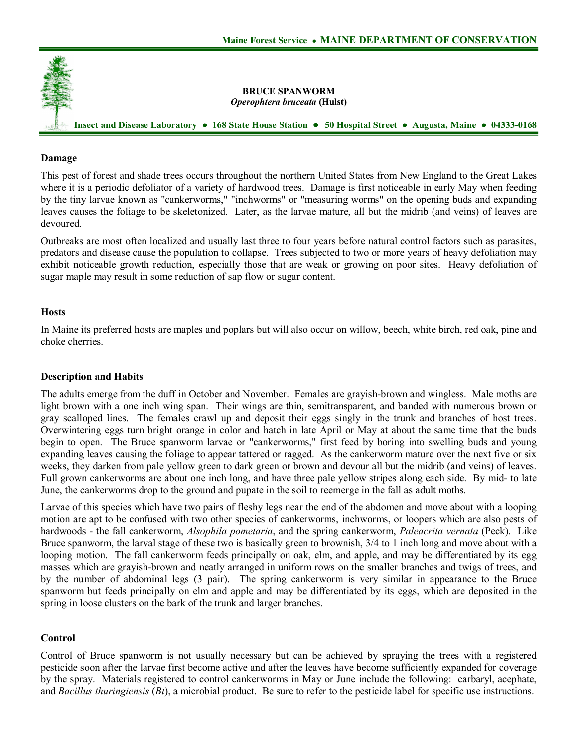Maine Forest Service • **MAINE DEPARTMENT OF CONSERVATION**

# BRUCE SPANWORM
***Operophtera bruceata* (Hulst)**

**Insect and Disease Laboratory • 168 State House Station • 50 Hospital Street • Augusta, Maine • 04333-0168**

## Damage

This pest of forest and shade trees occurs throughout the northern United States from New England to the Great Lakes where it is a periodic defoliator of a variety of hardwood trees. Damage is first noticeable in early May when feeding by the tiny larvae known as "cankerworms," "inchworms" or "measuring worms" on the opening buds and expanding leaves causes the foliage to be skeletonized. Later, as the larvae mature, all but the midrib (and veins) of leaves are devoured.

Outbreaks are most often localized and usually last three to four years before natural control factors such as parasites, predators and disease cause the population to collapse. Trees subjected to two or more years of heavy defoliation may exhibit noticeable growth reduction, especially those that are weak or growing on poor sites. Heavy defoliation of sugar maple may result in some reduction of sap flow or sugar content.

## Hosts

In Maine its preferred hosts are maples and poplars but will also occur on willow, beech, white birch, red oak, pine and choke cherries.

## Description and Habits

The adults emerge from the duff in October and November. Females are grayish-brown and wingless. Male moths are light brown with a one inch wing span. Their wings are thin, semitransparent, and banded with numerous brown or gray scalloped lines. The females crawl up and deposit their eggs singly in the trunk and branches of host trees. Overwintering eggs turn bright orange in color and hatch in late April or May at about the same time that the buds begin to open. The Bruce spanworm larvae or "cankerworms," first feed by boring into swelling buds and young expanding leaves causing the foliage to appear tattered or ragged. As the cankerworm mature over the next five or six weeks, they darken from pale yellow green to dark green or brown and devour all but the midrib (and veins) of leaves. Full grown cankerworms are about one inch long, and have three pale yellow stripes along each side. By mid- to late June, the cankerworms drop to the ground and pupate in the soil to reemerge in the fall as adult moths.

Larvae of this species which have two pairs of fleshy legs near the end of the abdomen and move about with a looping motion are apt to be confused with two other species of cankerworms, inchworms, or loopers which are also pests of hardwoods - the fall cankerworm, *Alsophila pometaria*, and the spring cankerworm, *Paleacrita vernata* (Peck). Like Bruce spanworm, the larval stage of these two is basically green to brownish, 3/4 to 1 inch long and move about with a looping motion. The fall cankerworm feeds principally on oak, elm, and apple, and may be differentiated by its egg masses which are grayish-brown and neatly arranged in uniform rows on the smaller branches and twigs of trees, and by the number of abdominal legs (3 pair). The spring cankerworm is very similar in appearance to the Bruce spanworm but feeds principally on elm and apple and may be differentiated by its eggs, which are deposited in the spring in loose clusters on the bark of the trunk and larger branches.

## Control

Control of Bruce spanworm is not usually necessary but can be achieved by spraying the trees with a registered pesticide soon after the larvae first become active and after the leaves have become sufficiently expanded for coverage by the spray. Materials registered to control cankerworms in May or June include the following: carbaryl, acephate, and *Bacillus thuringiensis* (*Bt*), a microbial product. Be sure to refer to the pesticide label for specific use instructions.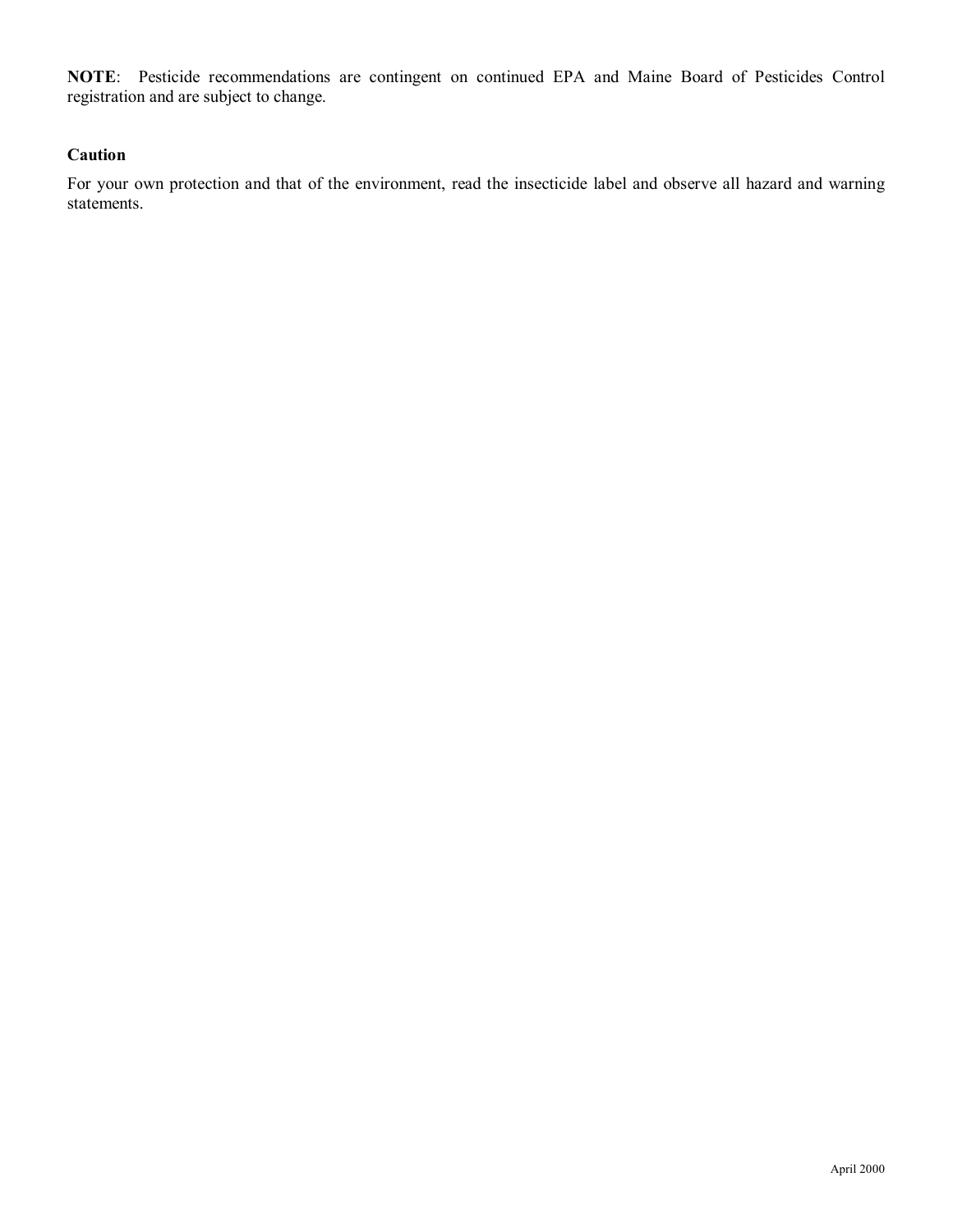**NOTE**: Pesticide recommendations are contingent on continued EPA and Maine Board of Pesticides Control registration and are subject to change.

**Caution**

For your own protection and that of the environment, read the insecticide label and observe all hazard and warning statements.

April 2000